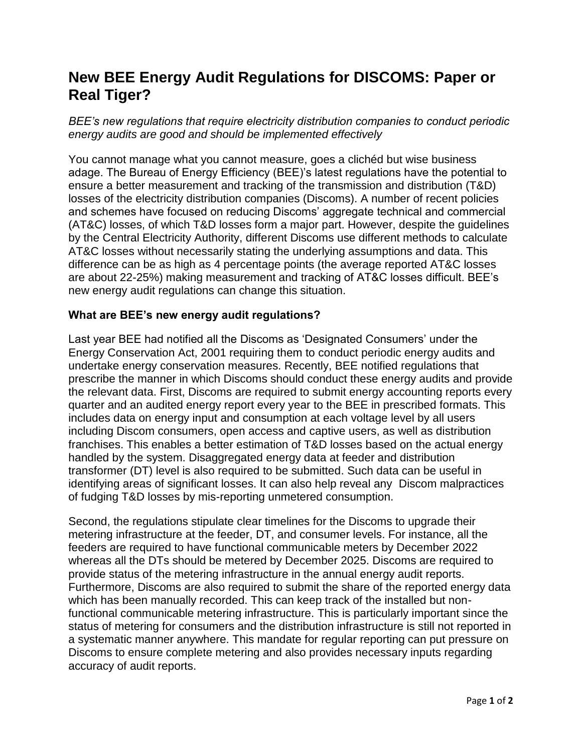# New BEE Energy Audit Regulations for DISCOMS: Paper or Real Tiger?

*BEE's new regulations that require electricity distribution companies to conduct periodic energy audits are good and should be implemented effectively*

You cannot manage what you cannot measure, goes a clichéd but wise business adage. The Bureau of Energy Efficiency (BEE)'s latest regulations have the potential to ensure a better measurement and tracking of the transmission and distribution (T&D) losses of the electricity distribution companies (Discoms). A number of recent policies and schemes have focused on reducing Discoms' aggregate technical and commercial (AT&C) losses, of which T&D losses form a major part. However, despite the guidelines by the Central Electricity Authority, different Discoms use different methods to calculate AT&C losses without necessarily stating the underlying assumptions and data. This difference can be as high as 4 percentage points (the average reported AT&C losses are about 22-25%) making measurement and tracking of AT&C losses difficult. BEE's new energy audit regulations can change this situation.

### What are BEE's new energy audit regulations?

Last year BEE had notified all the Discoms as 'Designated Consumers' under the Energy Conservation Act, 2001 requiring them to conduct periodic energy audits and undertake energy conservation measures. Recently, BEE notified regulations that prescribe the manner in which Discoms should conduct these energy audits and provide the relevant data. First, Discoms are required to submit energy accounting reports every quarter and an audited energy report every year to the BEE in prescribed formats. This includes data on energy input and consumption at each voltage level by all users including Discom consumers, open access and captive users, as well as distribution franchises. This enables a better estimation of T&D losses based on the actual energy handled by the system. Disaggregated energy data at feeder and distribution transformer (DT) level is also required to be submitted. Such data can be useful in identifying areas of significant losses. It can also help reveal any Discom malpractices of fudging T&D losses by mis-reporting unmetered consumption.

Second, the regulations stipulate clear timelines for the Discoms to upgrade their metering infrastructure at the feeder, DT, and consumer levels. For instance, all the feeders are required to have functional communicable meters by December 2022 whereas all the DTs should be metered by December 2025. Discoms are required to provide status of the metering infrastructure in the annual energy audit reports. Furthermore, Discoms are also required to submit the share of the reported energy data which has been manually recorded. This can keep track of the installed but non-functional communicable metering infrastructure. This is particularly important since the status of metering for consumers and the distribution infrastructure is still not reported in a systematic manner anywhere. This mandate for regular reporting can put pressure on Discoms to ensure complete metering and also provides necessary inputs regarding accuracy of audit reports.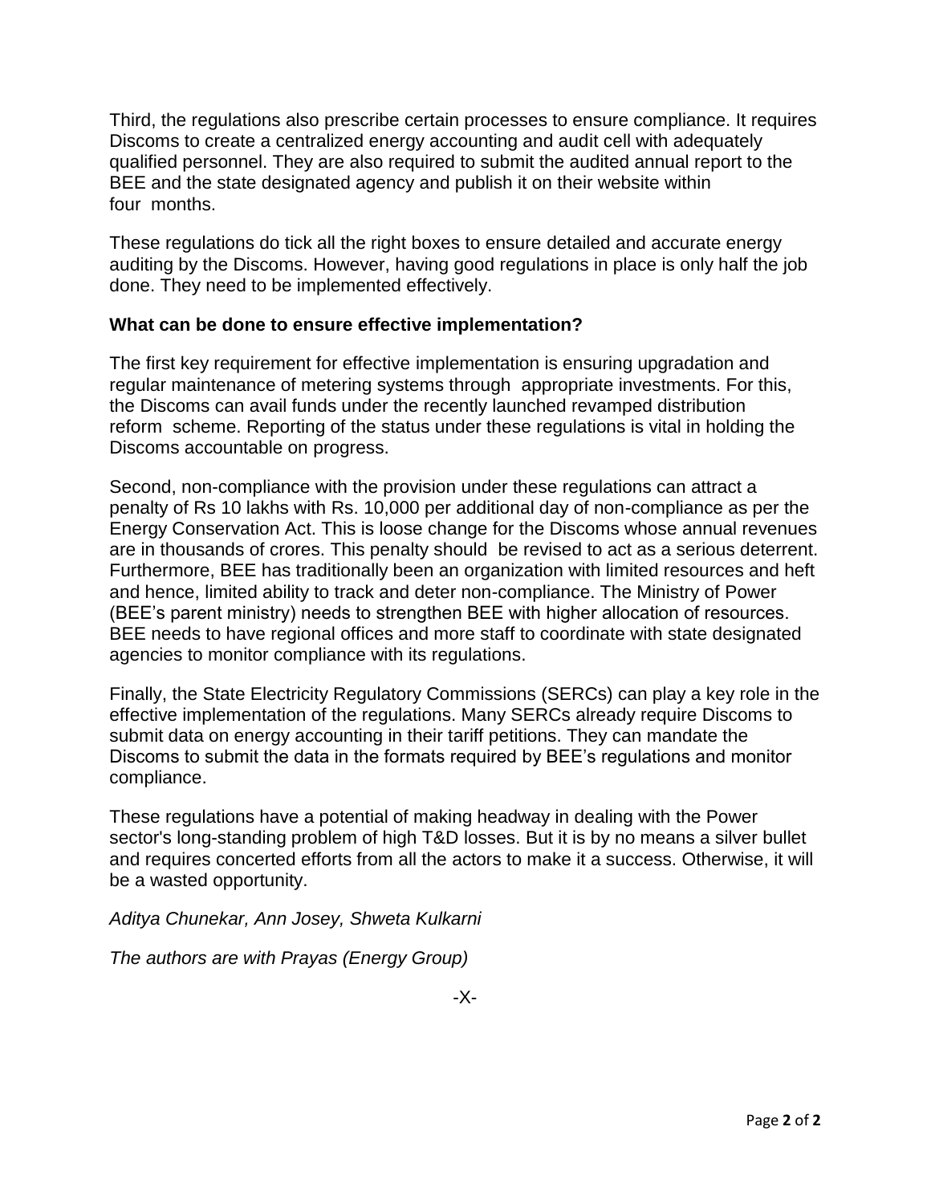Third, the regulations also prescribe certain processes to ensure compliance. It requires Discoms to create a centralized energy accounting and audit cell with adequately qualified personnel. They are also required to submit the audited annual report to the BEE and the state designated agency and publish it on their website within four months.

These regulations do tick all the right boxes to ensure detailed and accurate energy auditing by the Discoms. However, having good regulations in place is only half the job done. They need to be implemented effectively.

**What can be done to ensure effective implementation?**

The first key requirement for effective implementation is ensuring upgradation and regular maintenance of metering systems through appropriate investments. For this, the Discoms can avail funds under the recently launched revamped distribution reform scheme. Reporting of the status under these regulations is vital in holding the Discoms accountable on progress.

Second, non-compliance with the provision under these regulations can attract a penalty of Rs 10 lakhs with Rs. 10,000 per additional day of non-compliance as per the Energy Conservation Act. This is loose change for the Discoms whose annual revenues are in thousands of crores. This penalty should be revised to act as a serious deterrent. Furthermore, BEE has traditionally been an organization with limited resources and heft and hence, limited ability to track and deter non-compliance. The Ministry of Power (BEE's parent ministry) needs to strengthen BEE with higher allocation of resources. BEE needs to have regional offices and more staff to coordinate with state designated agencies to monitor compliance with its regulations.

Finally, the State Electricity Regulatory Commissions (SERCs) can play a key role in the effective implementation of the regulations. Many SERCs already require Discoms to submit data on energy accounting in their tariff petitions. They can mandate the Discoms to submit the data in the formats required by BEE's regulations and monitor compliance.

These regulations have a potential of making headway in dealing with the Power sector's long-standing problem of high T&D losses. But it is by no means a silver bullet and requires concerted efforts from all the actors to make it a success. Otherwise, it will be a wasted opportunity.

*Aditya Chunekar, Ann Josey, Shweta Kulkarni*

*The authors are with Prayas (Energy Group)*

-X-